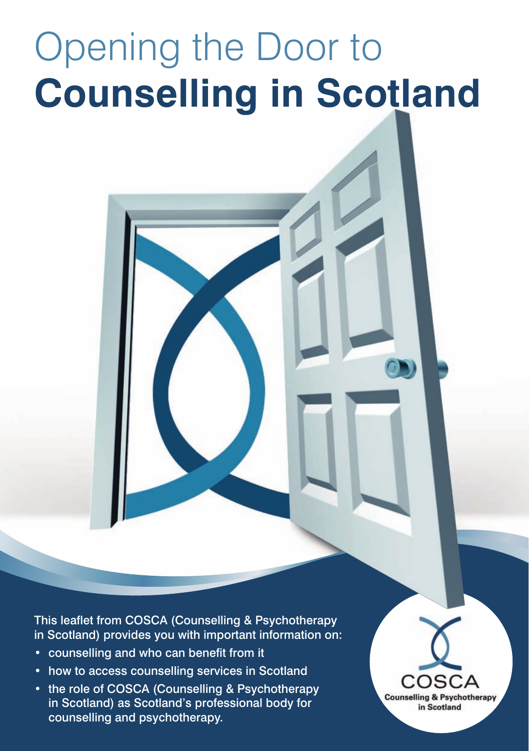# Opening the Door to **Counselling in Scotland**

This leaflet from COSCA (Counselling & Psychotherapy in Scotland) provides you with important information on:

- counselling and who can benefit from it
- how to access counselling services in Scotland
- the role of COSCA (Counselling & Psychotherapy in Scotland) as Scotland's professional body for counselling and psychotherapy.

COSCA
**Counselling & Psychotherapy in Scotland**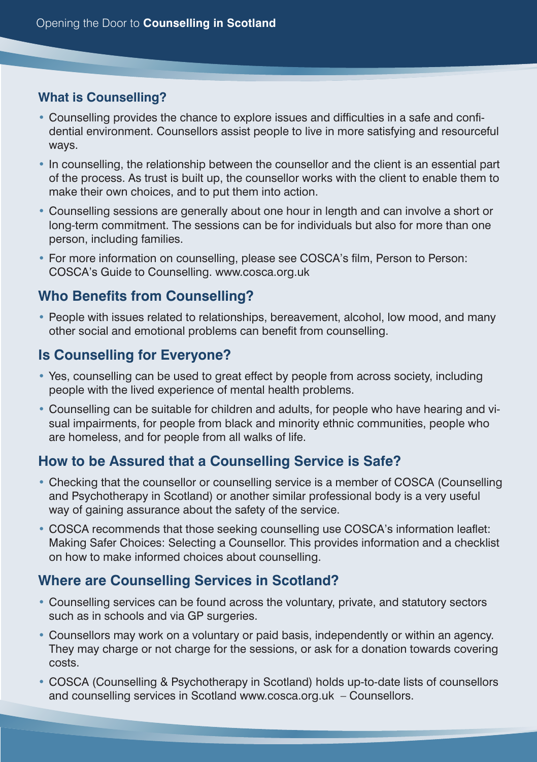## What is Counselling?

- Counselling provides the chance to explore issues and difficulties in a safe and confidential environment. Counsellors assist people to live in more satisfying and resourceful ways.
- In counselling, the relationship between the counsellor and the client is an essential part of the process. As trust is built up, the counsellor works with the client to enable them to make their own choices, and to put them into action.
- Counselling sessions are generally about one hour in length and can involve a short or long-term commitment. The sessions can be for individuals but also for more than one person, including families.
- For more information on counselling, please see COSCA's film, Person to Person: COSCA's Guide to Counselling. www.cosca.org.uk

## Who Benefits from Counselling?

- People with issues related to relationships, bereavement, alcohol, low mood, and many other social and emotional problems can benefit from counselling.

## Is Counselling for Everyone?

- Yes, counselling can be used to great effect by people from across society, including people with the lived experience of mental health problems.
- Counselling can be suitable for children and adults, for people who have hearing and visual impairments, for people from black and minority ethnic communities, people who are homeless, and for people from all walks of life.

## How to be Assured that a Counselling Service is Safe?

- Checking that the counsellor or counselling service is a member of COSCA (Counselling and Psychotherapy in Scotland) or another similar professional body is a very useful way of gaining assurance about the safety of the service.
- COSCA recommends that those seeking counselling use COSCA's information leaflet: Making Safer Choices: Selecting a Counsellor. This provides information and a checklist on how to make informed choices about counselling.

## Where are Counselling Services in Scotland?

- Counselling services can be found across the voluntary, private, and statutory sectors such as in schools and via GP surgeries.
- Counsellors may work on a voluntary or paid basis, independently or within an agency. They may charge or not charge for the sessions, or ask for a donation towards covering costs.
- COSCA (Counselling & Psychotherapy in Scotland) holds up-to-date lists of counsellors and counselling services in Scotland www.cosca.org.uk – Counsellors.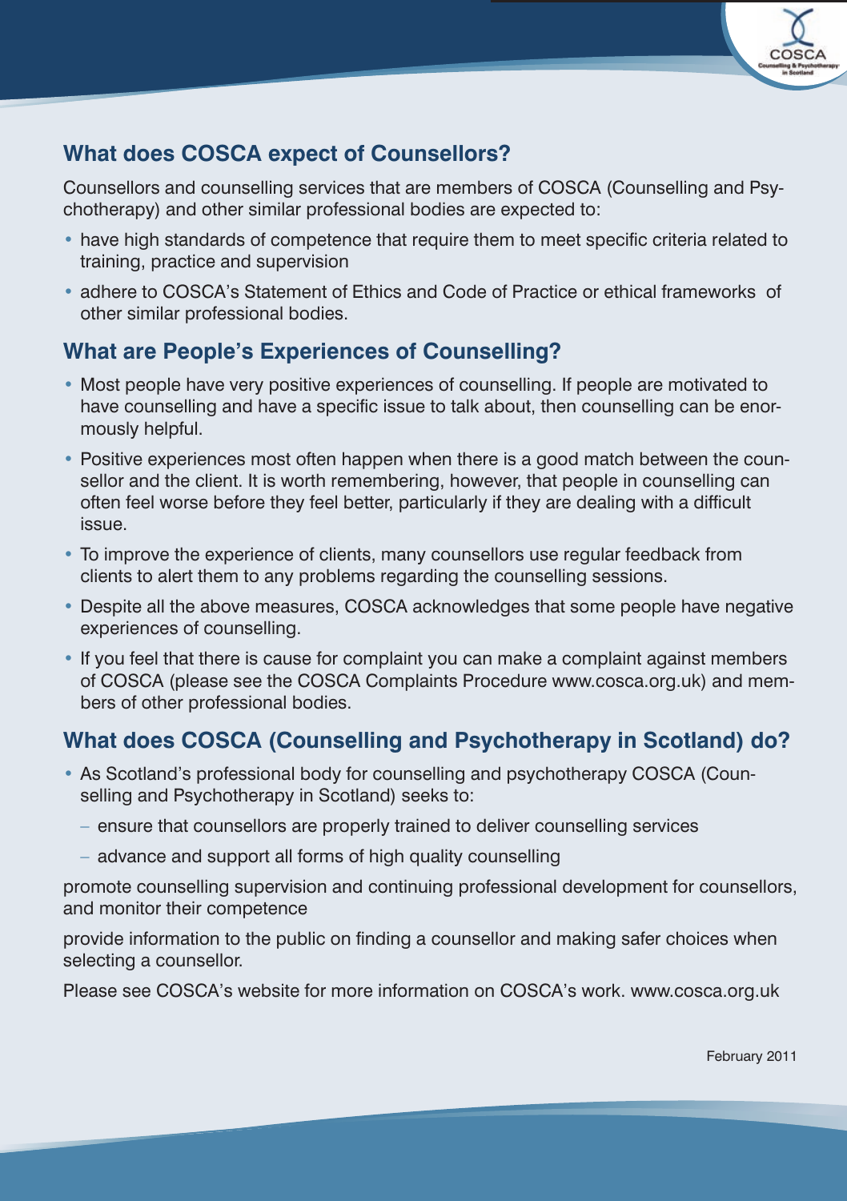## What does COSCA expect of Counsellors?

Counsellors and counselling services that are members of COSCA (Counselling and Psychotherapy) and other similar professional bodies are expected to:

- have high standards of competence that require them to meet specific criteria related to training, practice and supervision
- adhere to COSCA's Statement of Ethics and Code of Practice or ethical frameworks of other similar professional bodies.

## What are People's Experiences of Counselling?

- Most people have very positive experiences of counselling. If people are motivated to have counselling and have a specific issue to talk about, then counselling can be enormously helpful.
- Positive experiences most often happen when there is a good match between the counsellor and the client. It is worth remembering, however, that people in counselling can often feel worse before they feel better, particularly if they are dealing with a difficult issue.
- To improve the experience of clients, many counsellors use regular feedback from clients to alert them to any problems regarding the counselling sessions.
- Despite all the above measures, COSCA acknowledges that some people have negative experiences of counselling.
- If you feel that there is cause for complaint you can make a complaint against members of COSCA (please see the COSCA Complaints Procedure www.cosca.org.uk) and members of other professional bodies.

## What does COSCA (Counselling and Psychotherapy in Scotland) do?

- As Scotland's professional body for counselling and psychotherapy COSCA (Counselling and Psychotherapy in Scotland) seeks to:
  - ensure that counsellors are properly trained to deliver counselling services
  - advance and support all forms of high quality counselling

promote counselling supervision and continuing professional development for counsellors, and monitor their competence

provide information to the public on finding a counsellor and making safer choices when selecting a counsellor.

Please see COSCA's website for more information on COSCA's work. www.cosca.org.uk

February 2011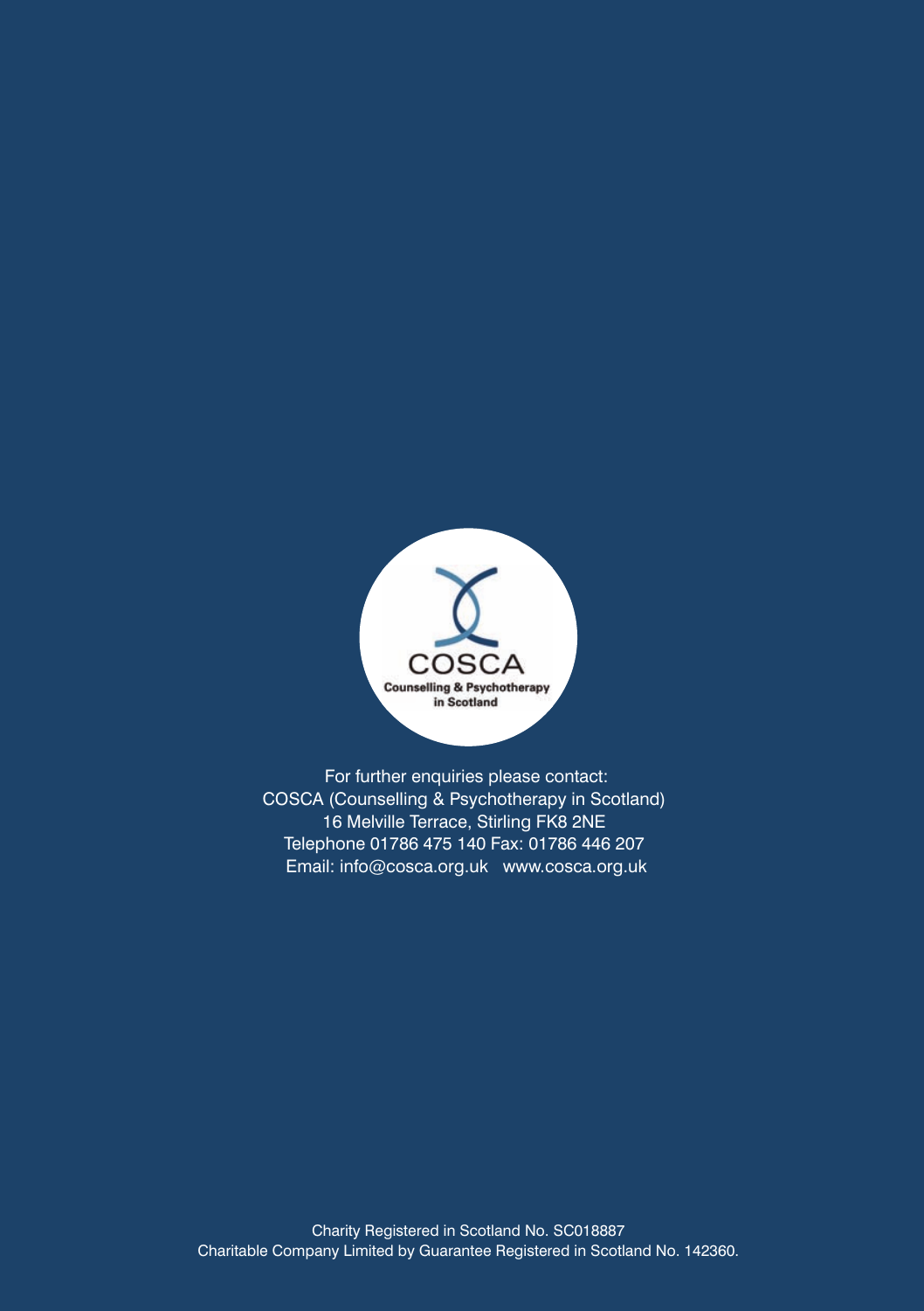COSCA

Counselling & Psychotherapy in Scotland

For further enquiries please contact:
COSCA (Counselling & Psychotherapy in Scotland)
16 Melville Terrace, Stirling FK8 2NE
Telephone 01786 475 140 Fax: 01786 446 207
Email: info@cosca.org.uk   www.cosca.org.uk

Charity Registered in Scotland No. SC018887
Charitable Company Limited by Guarantee Registered in Scotland No. 142360.